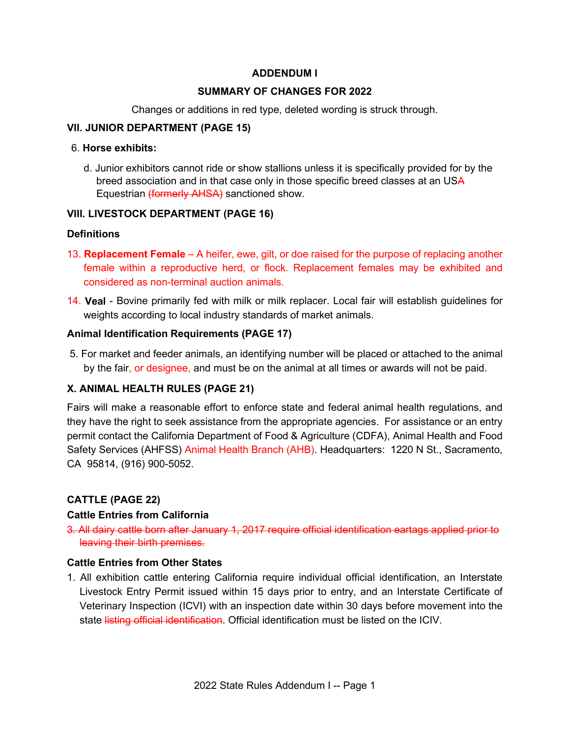**ADDENDUM I**

**SUMMARY OF CHANGES FOR 2022**

Changes or additions in red type, deleted wording is struck through.

**VII. JUNIOR DEPARTMENT (PAGE 15)**

6. **Horse exhibits:**

   d. Junior exhibitors cannot ride or show stallions unless it is specifically provided for by the breed association and in that case only in those specific breed classes at an US~~A~~ Equestrian ~~(formerly AHSA)~~ sanctioned show.

**VIII. LIVESTOCK DEPARTMENT (PAGE 16)**

**Definitions**

13. **Replacement Female** – A heifer, ewe, gilt, or doe raised for the purpose of replacing another female within a reproductive herd, or flock. Replacement females may be exhibited and considered as non-terminal auction animals.

14. **Veal** - Bovine primarily fed with milk or milk replacer. Local fair will establish guidelines for weights according to local industry standards of market animals.

**Animal Identification Requirements (PAGE 17)**

5. For market and feeder animals, an identifying number will be placed or attached to the animal by the fair, or designee, and must be on the animal at all times or awards will not be paid.

**X. ANIMAL HEALTH RULES (PAGE 21)**

Fairs will make a reasonable effort to enforce state and federal animal health regulations, and they have the right to seek assistance from the appropriate agencies. For assistance or an entry permit contact the California Department of Food & Agriculture (CDFA), Animal Health and Food Safety Services (AHFSS) Animal Health Branch (AHB). Headquarters: 1220 N St., Sacramento, CA 95814, (916) 900-5052.

**CATTLE (PAGE 22)**

**Cattle Entries from California**

~~3. All dairy cattle born after January 1, 2017 require official identification eartags applied prior to leaving their birth premises.~~

**Cattle Entries from Other States**

1. All exhibition cattle entering California require individual official identification, an Interstate Livestock Entry Permit issued within 15 days prior to entry, and an Interstate Certificate of Veterinary Inspection (ICVI) with an inspection date within 30 days before movement into the state ~~listing official identification~~. Official identification must be listed on the ICIV.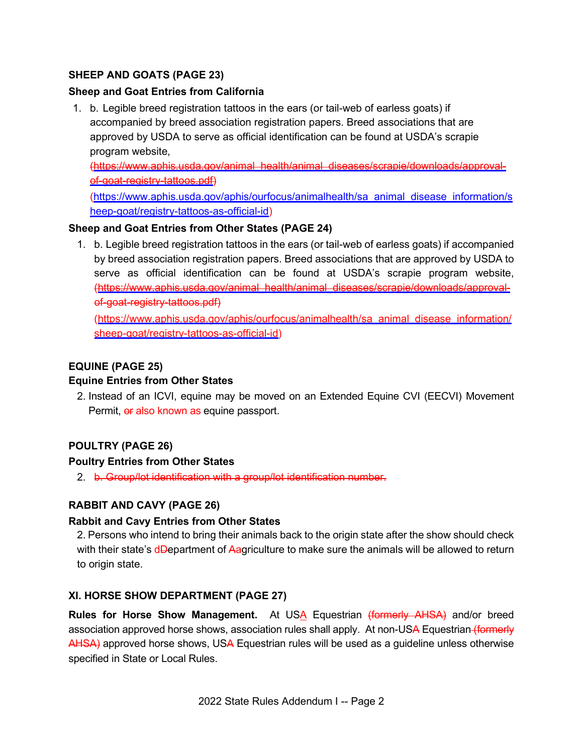**SHEEP AND GOATS (PAGE 23)**

**Sheep and Goat Entries from California**

1. b. Legible breed registration tattoos in the ears (or tail-web of earless goats) if accompanied by breed association registration papers. Breed associations that are approved by USDA to serve as official identification can be found at USDA's scrapie program website, ~~(https://www.aphis.usda.gov/animal_health/animal_diseases/scrapie/downloads/approval-of-goat-registry-tattoos.pdf)~~ (https://www.aphis.usda.gov/aphis/ourfocus/animalhealth/sa_animal_disease_information/sheep-goat/registry-tattoos-as-official-id)

**Sheep and Goat Entries from Other States (PAGE 24)**

1. b. Legible breed registration tattoos in the ears (or tail-web of earless goats) if accompanied by breed association registration papers. Breed associations that are approved by USDA to serve as official identification can be found at USDA's scrapie program website, ~~(https://www.aphis.usda.gov/animal_health/animal_diseases/scrapie/downloads/approval-of-goat-registry-tattoos.pdf)~~ (https://www.aphis.usda.gov/aphis/ourfocus/animalhealth/sa_animal_disease_information/sheep-goat/registry-tattoos-as-official-id)

**EQUINE (PAGE 25)**

**Equine Entries from Other States**

2. Instead of an ICVI, equine may be moved on an Extended Equine CVI (EECVI) Movement Permit, ~~or~~ also known as equine passport.

**POULTRY (PAGE 26)**

**Poultry Entries from Other States**

2. ~~b. Group/lot identification with a group/lot identification number.~~

**RABBIT AND CAVY (PAGE 26)**

**Rabbit and Cavy Entries from Other States**

2. Persons who intend to bring their animals back to the origin state after the show should check with their state's d~~D~~epartment of a~~A~~griculture to make sure the animals will be allowed to return to origin state.

**XI. HORSE SHOW DEPARTMENT (PAGE 27)**

**Rules for Horse Show Management.** At USA Equestrian ~~(formerly AHSA)~~ and/or breed association approved horse shows, association rules shall apply. At non-US~~A~~ Equestrian ~~(formerly AHSA)~~ approved horse shows, US~~A~~ Equestrian rules will be used as a guideline unless otherwise specified in State or Local Rules.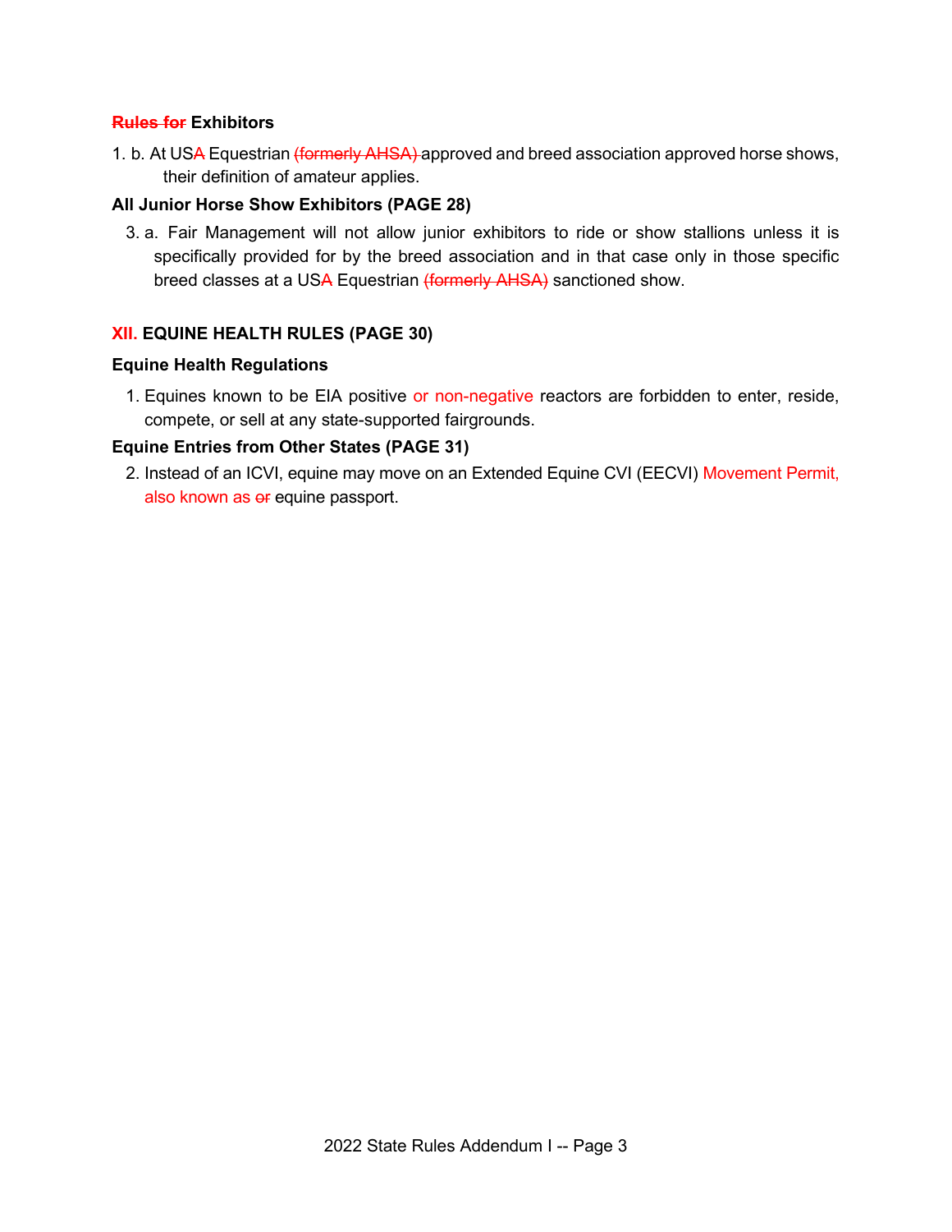**~~Rules for~~ Exhibitors**

1. b. At USA Equestrian ~~(formerly AHSA)~~ approved and breed association approved horse shows, their definition of amateur applies.

**All Junior Horse Show Exhibitors (PAGE 28)**

3. a. Fair Management will not allow junior exhibitors to ride or show stallions unless it is specifically provided for by the breed association and in that case only in those specific breed classes at a USA Equestrian ~~(formerly AHSA)~~ sanctioned show.

**XII. EQUINE HEALTH RULES (PAGE 30)**

**Equine Health Regulations**

1. Equines known to be EIA positive or non-negative reactors are forbidden to enter, reside, compete, or sell at any state-supported fairgrounds.

**Equine Entries from Other States (PAGE 31)**

2. Instead of an ICVI, equine may move on an Extended Equine CVI (EECVI) Movement Permit, also known as ~~or~~ equine passport.